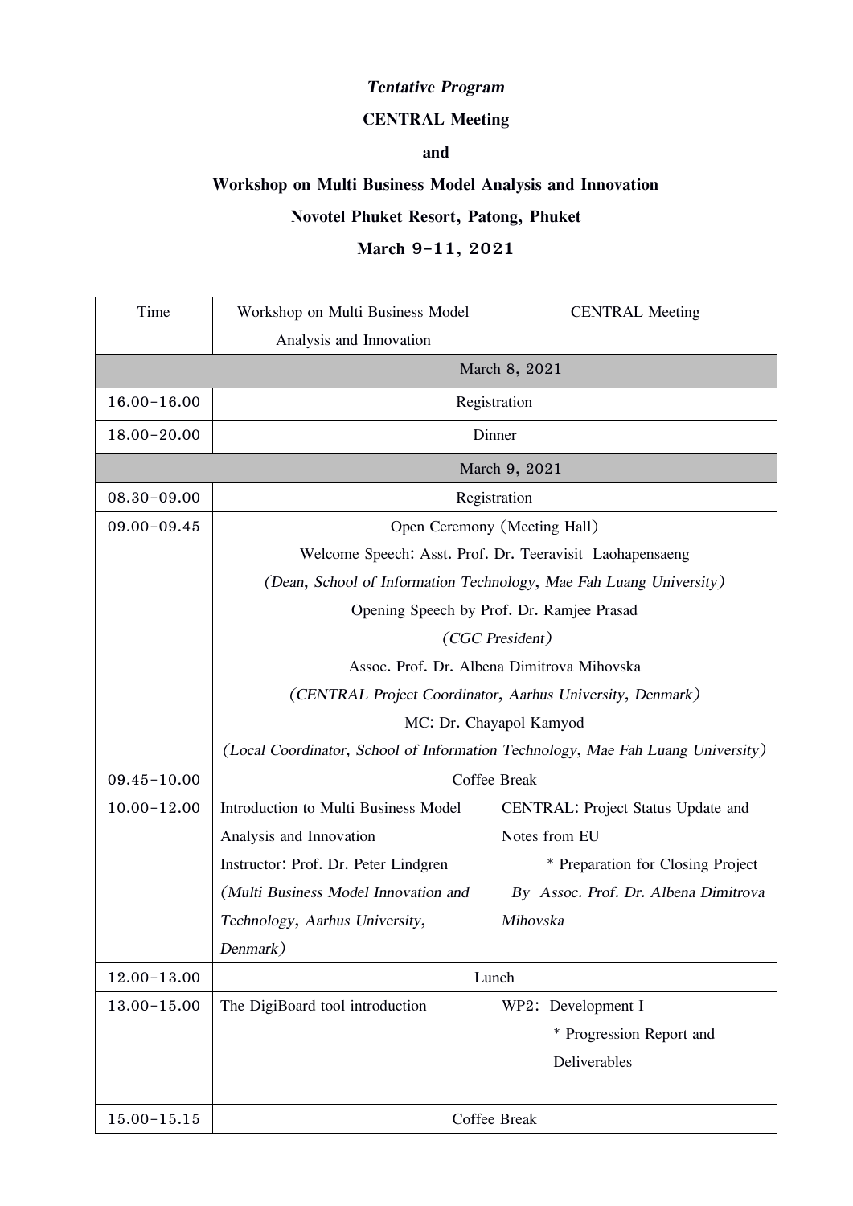***Tentative Program***

**CENTRAL Meeting**

**and**

**Workshop on Multi Business Model Analysis and Innovation**

**Novotel Phuket Resort, Patong, Phuket**

**March 9-11, 2021**

| Time | Workshop on Multi Business Model Analysis and Innovation | CENTRAL Meeting |
|---|---|---|
| | March 8, 2021 | |
| 16.00-16.00 | Registration | |
| 18.00-20.00 | Dinner | |
| | March 9, 2021 | |
| 08.30-09.00 | Registration | |
| 09.00-09.45 | Open Ceremony (Meeting Hall)<br>Welcome Speech: Asst. Prof. Dr. Teeravisit Laohapensaeng<br>*(Dean, School of Information Technology, Mae Fah Luang University)*<br>Opening Speech by Prof. Dr. Ramjee Prasad<br>*(CGC President)*<br>Assoc. Prof. Dr. Albena Dimitrova Mihovska<br>*(CENTRAL Project Coordinator, Aarhus University, Denmark)*<br>MC: Dr. Chayapol Kamyod<br>*(Local Coordinator, School of Information Technology, Mae Fah Luang University)* | |
| 09.45-10.00 | Coffee Break | |
| 10.00-12.00 | Introduction to Multi Business Model Analysis and Innovation<br>Instructor: Prof. Dr. Peter Lindgren<br>*(Multi Business Model Innovation and Technology, Aarhus University, Denmark)* | CENTRAL: Project Status Update and Notes from EU<br>* Preparation for Closing Project<br>*By Assoc. Prof. Dr. Albena Dimitrova Mihovska* |
| 12.00-13.00 | Lunch | |
| 13.00-15.00 | The DigiBoard tool introduction | WP2: Development I<br>* Progression Report and Deliverables |
| 15.00-15.15 | Coffee Break | |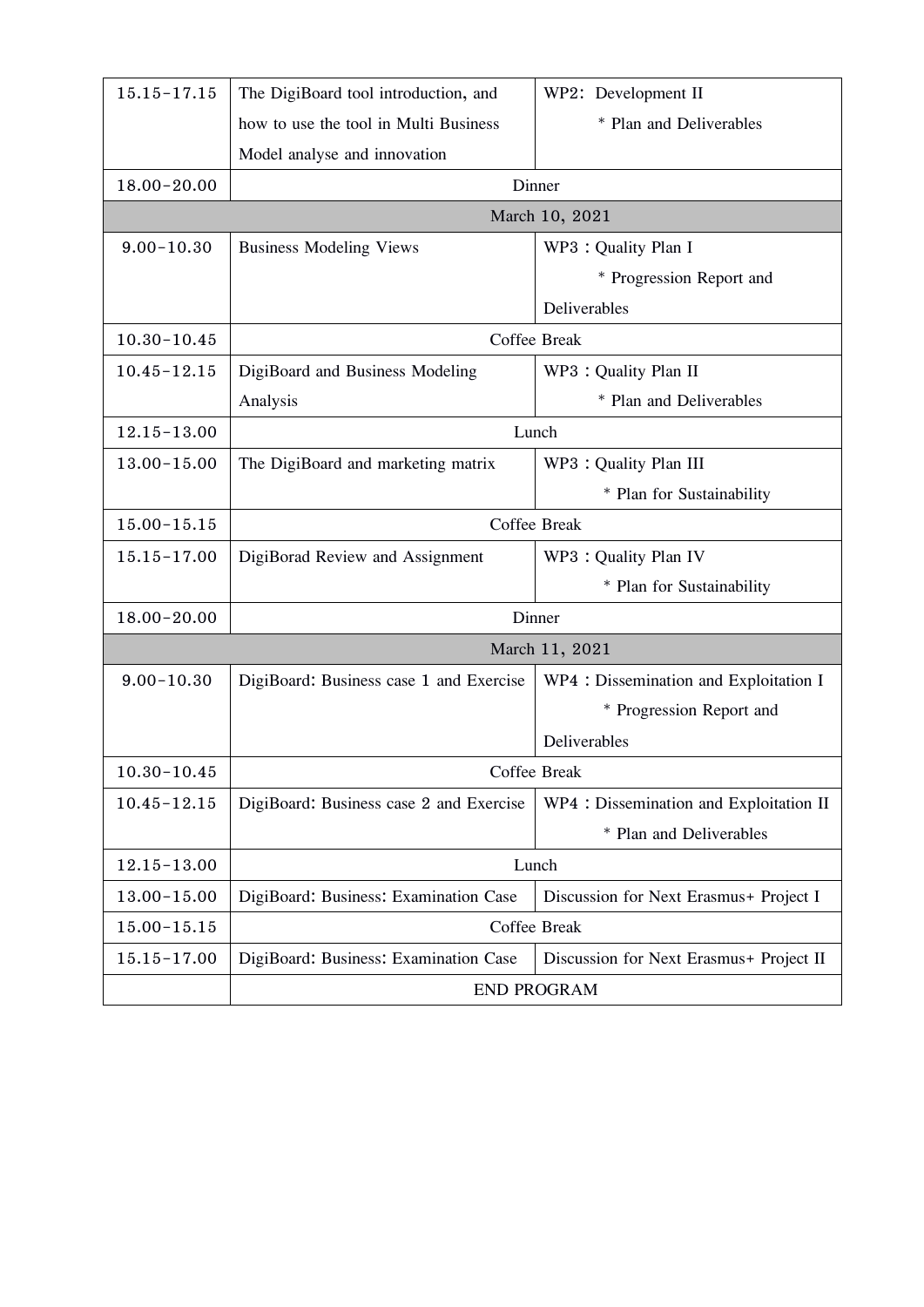| | | |
|---|---|---|
| 15.15-17.15 | The DigiBoard tool introduction, and how to use the tool in Multi Business Model analyse and innovation | WP2: Development II<br>* Plan and Deliverables |
| 18.00-20.00 | Dinner | |
| | March 10, 2021 | |
| 9.00-10.30 | Business Modeling Views | WP3 : Quality Plan I<br>* Progression Report and Deliverables |
| 10.30-10.45 | Coffee Break | |
| 10.45-12.15 | DigiBoard and Business Modeling Analysis | WP3 : Quality Plan II<br>* Plan and Deliverables |
| 12.15-13.00 | Lunch | |
| 13.00-15.00 | The DigiBoard and marketing matrix | WP3 : Quality Plan III<br>* Plan for Sustainability |
| 15.00-15.15 | Coffee Break | |
| 15.15-17.00 | DigiBorad Review and Assignment | WP3 : Quality Plan IV<br>* Plan for Sustainability |
| 18.00-20.00 | Dinner | |
| | March 11, 2021 | |
| 9.00-10.30 | DigiBoard: Business case 1 and Exercise | WP4 : Dissemination and Exploitation I<br>* Progression Report and Deliverables |
| 10.30-10.45 | Coffee Break | |
| 10.45-12.15 | DigiBoard: Business case 2 and Exercise | WP4 : Dissemination and Exploitation II<br>* Plan and Deliverables |
| 12.15-13.00 | Lunch | |
| 13.00-15.00 | DigiBoard: Business: Examination Case | Discussion for Next Erasmus+ Project I |
| 15.00-15.15 | Coffee Break | |
| 15.15-17.00 | DigiBoard: Business: Examination Case | Discussion for Next Erasmus+ Project II |
| | END PROGRAM | |